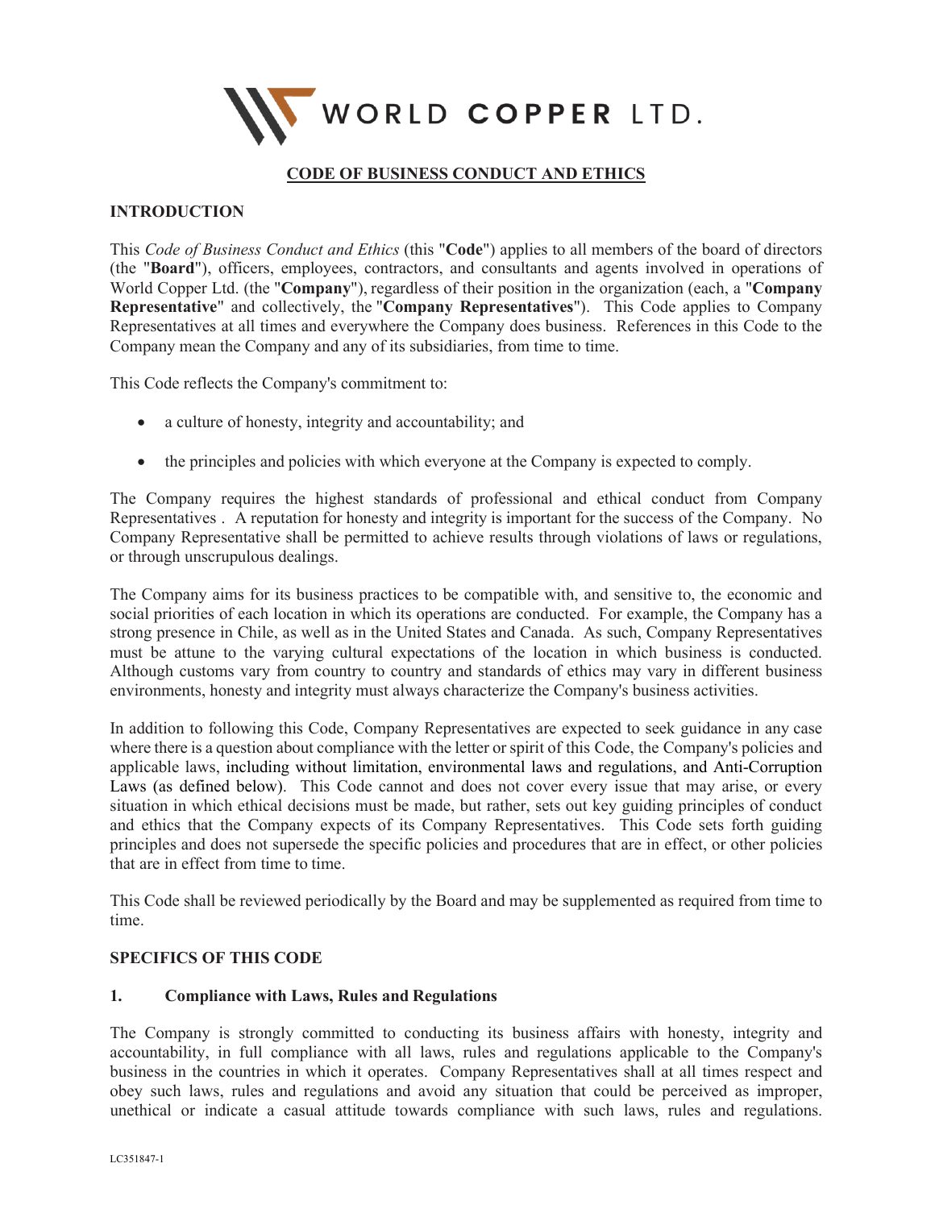WORLD COPPER LTD.

# CODE OF BUSINESS CONDUCT AND ETHICS

## INTRODUCTION

This *Code of Business Conduct and Ethics* (this "**Code**") applies to all members of the board of directors (the "**Board**"), officers, employees, contractors, and consultants and agents involved in operations of World Copper Ltd. (the "**Company**"), regardless of their position in the organization (each, a "**Company Representative**" and collectively, the "**Company Representatives**"). This Code applies to Company Representatives at all times and everywhere the Company does business. References in this Code to the Company mean the Company and any of its subsidiaries, from time to time.

This Code reflects the Company's commitment to:

- a culture of honesty, integrity and accountability; and
- the principles and policies with which everyone at the Company is expected to comply.

The Company requires the highest standards of professional and ethical conduct from Company Representatives . A reputation for honesty and integrity is important for the success of the Company. No Company Representative shall be permitted to achieve results through violations of laws or regulations, or through unscrupulous dealings.

The Company aims for its business practices to be compatible with, and sensitive to, the economic and social priorities of each location in which its operations are conducted. For example, the Company has a strong presence in Chile, as well as in the United States and Canada. As such, Company Representatives must be attune to the varying cultural expectations of the location in which business is conducted. Although customs vary from country to country and standards of ethics may vary in different business environments, honesty and integrity must always characterize the Company's business activities.

In addition to following this Code, Company Representatives are expected to seek guidance in any case where there is a question about compliance with the letter or spirit of this Code, the Company's policies and applicable laws, including without limitation, environmental laws and regulations, and Anti-Corruption Laws (as defined below). This Code cannot and does not cover every issue that may arise, or every situation in which ethical decisions must be made, but rather, sets out key guiding principles of conduct and ethics that the Company expects of its Company Representatives. This Code sets forth guiding principles and does not supersede the specific policies and procedures that are in effect, or other policies that are in effect from time to time.

This Code shall be reviewed periodically by the Board and may be supplemented as required from time to time.

## SPECIFICS OF THIS CODE

### 1. Compliance with Laws, Rules and Regulations

The Company is strongly committed to conducting its business affairs with honesty, integrity and accountability, in full compliance with all laws, rules and regulations applicable to the Company's business in the countries in which it operates. Company Representatives shall at all times respect and obey such laws, rules and regulations and avoid any situation that could be perceived as improper, unethical or indicate a casual attitude towards compliance with such laws, rules and regulations.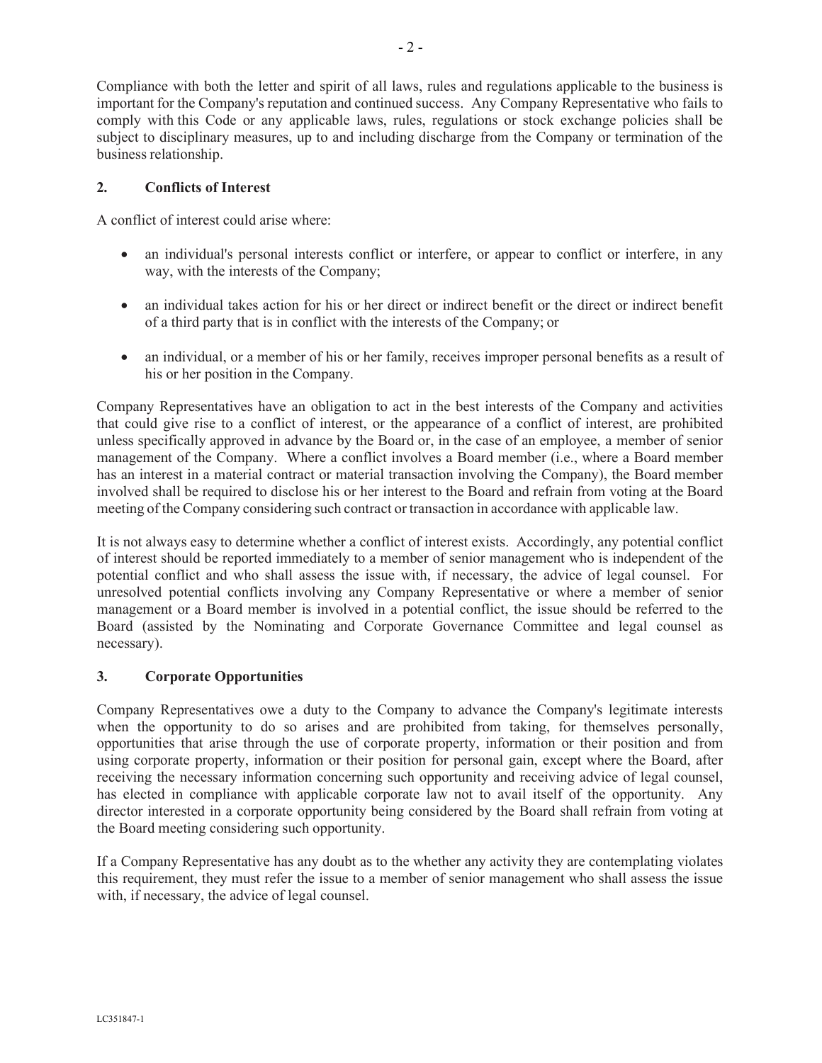Compliance with both the letter and spirit of all laws, rules and regulations applicable to the business is important for the Company's reputation and continued success. Any Company Representative who fails to comply with this Code or any applicable laws, rules, regulations or stock exchange policies shall be subject to disciplinary measures, up to and including discharge from the Company or termination of the business relationship.

## 2. Conflicts of Interest

A conflict of interest could arise where:

- an individual's personal interests conflict or interfere, or appear to conflict or interfere, in any way, with the interests of the Company;
- an individual takes action for his or her direct or indirect benefit or the direct or indirect benefit of a third party that is in conflict with the interests of the Company; or
- an individual, or a member of his or her family, receives improper personal benefits as a result of his or her position in the Company.

Company Representatives have an obligation to act in the best interests of the Company and activities that could give rise to a conflict of interest, or the appearance of a conflict of interest, are prohibited unless specifically approved in advance by the Board or, in the case of an employee, a member of senior management of the Company. Where a conflict involves a Board member (i.e., where a Board member has an interest in a material contract or material transaction involving the Company), the Board member involved shall be required to disclose his or her interest to the Board and refrain from voting at the Board meeting of the Company considering such contract or transaction in accordance with applicable law.

It is not always easy to determine whether a conflict of interest exists. Accordingly, any potential conflict of interest should be reported immediately to a member of senior management who is independent of the potential conflict and who shall assess the issue with, if necessary, the advice of legal counsel. For unresolved potential conflicts involving any Company Representative or where a member of senior management or a Board member is involved in a potential conflict, the issue should be referred to the Board (assisted by the Nominating and Corporate Governance Committee and legal counsel as necessary).

## 3. Corporate Opportunities

Company Representatives owe a duty to the Company to advance the Company's legitimate interests when the opportunity to do so arises and are prohibited from taking, for themselves personally, opportunities that arise through the use of corporate property, information or their position and from using corporate property, information or their position for personal gain, except where the Board, after receiving the necessary information concerning such opportunity and receiving advice of legal counsel, has elected in compliance with applicable corporate law not to avail itself of the opportunity. Any director interested in a corporate opportunity being considered by the Board shall refrain from voting at the Board meeting considering such opportunity.

If a Company Representative has any doubt as to the whether any activity they are contemplating violates this requirement, they must refer the issue to a member of senior management who shall assess the issue with, if necessary, the advice of legal counsel.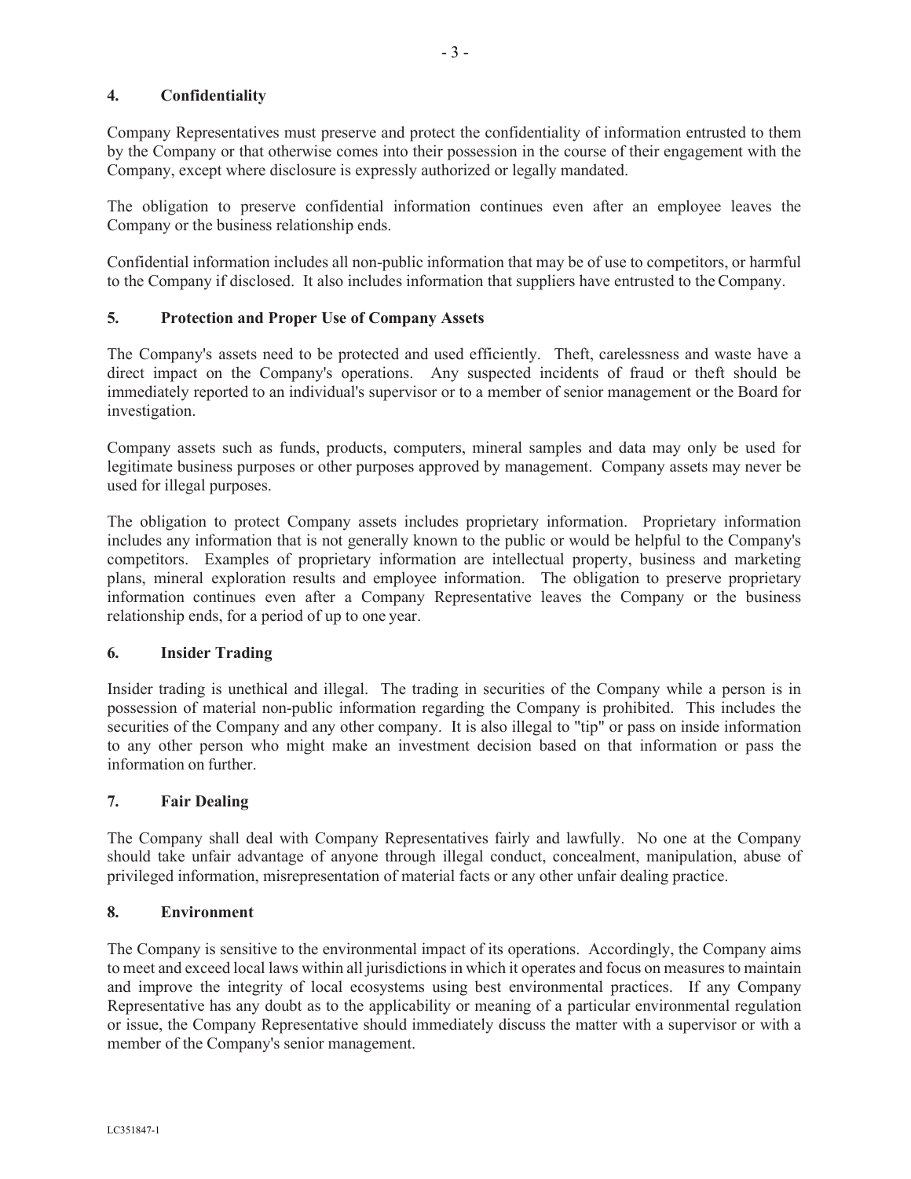## 4. Confidentiality

Company Representatives must preserve and protect the confidentiality of information entrusted to them by the Company or that otherwise comes into their possession in the course of their engagement with the Company, except where disclosure is expressly authorized or legally mandated.

The obligation to preserve confidential information continues even after an employee leaves the Company or the business relationship ends.

Confidential information includes all non-public information that may be of use to competitors, or harmful to the Company if disclosed. It also includes information that suppliers have entrusted to the Company.

## 5. Protection and Proper Use of Company Assets

The Company's assets need to be protected and used efficiently. Theft, carelessness and waste have a direct impact on the Company's operations. Any suspected incidents of fraud or theft should be immediately reported to an individual's supervisor or to a member of senior management or the Board for investigation.

Company assets such as funds, products, computers, mineral samples and data may only be used for legitimate business purposes or other purposes approved by management. Company assets may never be used for illegal purposes.

The obligation to protect Company assets includes proprietary information. Proprietary information includes any information that is not generally known to the public or would be helpful to the Company's competitors. Examples of proprietary information are intellectual property, business and marketing plans, mineral exploration results and employee information. The obligation to preserve proprietary information continues even after a Company Representative leaves the Company or the business relationship ends, for a period of up to one year.

## 6. Insider Trading

Insider trading is unethical and illegal. The trading in securities of the Company while a person is in possession of material non-public information regarding the Company is prohibited. This includes the securities of the Company and any other company. It is also illegal to "tip" or pass on inside information to any other person who might make an investment decision based on that information or pass the information on further.

## 7. Fair Dealing

The Company shall deal with Company Representatives fairly and lawfully. No one at the Company should take unfair advantage of anyone through illegal conduct, concealment, manipulation, abuse of privileged information, misrepresentation of material facts or any other unfair dealing practice.

## 8. Environment

The Company is sensitive to the environmental impact of its operations. Accordingly, the Company aims to meet and exceed local laws within all jurisdictions in which it operates and focus on measures to maintain and improve the integrity of local ecosystems using best environmental practices. If any Company Representative has any doubt as to the applicability or meaning of a particular environmental regulation or issue, the Company Representative should immediately discuss the matter with a supervisor or with a member of the Company's senior management.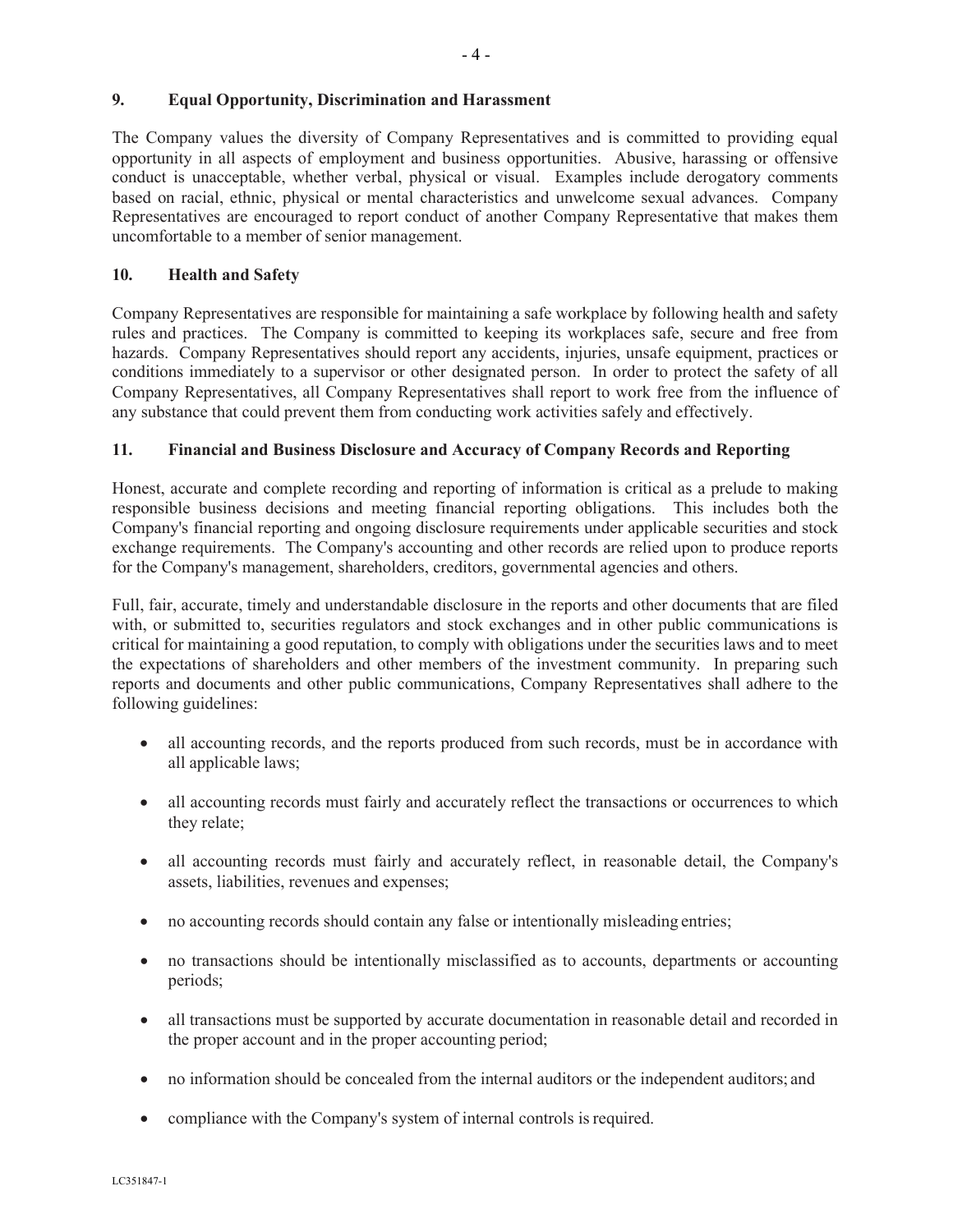## 9. Equal Opportunity, Discrimination and Harassment

The Company values the diversity of Company Representatives and is committed to providing equal opportunity in all aspects of employment and business opportunities. Abusive, harassing or offensive conduct is unacceptable, whether verbal, physical or visual. Examples include derogatory comments based on racial, ethnic, physical or mental characteristics and unwelcome sexual advances. Company Representatives are encouraged to report conduct of another Company Representative that makes them uncomfortable to a member of senior management.

## 10. Health and Safety

Company Representatives are responsible for maintaining a safe workplace by following health and safety rules and practices. The Company is committed to keeping its workplaces safe, secure and free from hazards. Company Representatives should report any accidents, injuries, unsafe equipment, practices or conditions immediately to a supervisor or other designated person. In order to protect the safety of all Company Representatives, all Company Representatives shall report to work free from the influence of any substance that could prevent them from conducting work activities safely and effectively.

## 11. Financial and Business Disclosure and Accuracy of Company Records and Reporting

Honest, accurate and complete recording and reporting of information is critical as a prelude to making responsible business decisions and meeting financial reporting obligations. This includes both the Company's financial reporting and ongoing disclosure requirements under applicable securities and stock exchange requirements. The Company's accounting and other records are relied upon to produce reports for the Company's management, shareholders, creditors, governmental agencies and others.

Full, fair, accurate, timely and understandable disclosure in the reports and other documents that are filed with, or submitted to, securities regulators and stock exchanges and in other public communications is critical for maintaining a good reputation, to comply with obligations under the securities laws and to meet the expectations of shareholders and other members of the investment community. In preparing such reports and documents and other public communications, Company Representatives shall adhere to the following guidelines:

- all accounting records, and the reports produced from such records, must be in accordance with all applicable laws;
- all accounting records must fairly and accurately reflect the transactions or occurrences to which they relate;
- all accounting records must fairly and accurately reflect, in reasonable detail, the Company's assets, liabilities, revenues and expenses;
- no accounting records should contain any false or intentionally misleading entries;
- no transactions should be intentionally misclassified as to accounts, departments or accounting periods;
- all transactions must be supported by accurate documentation in reasonable detail and recorded in the proper account and in the proper accounting period;
- no information should be concealed from the internal auditors or the independent auditors; and
- compliance with the Company's system of internal controls is required.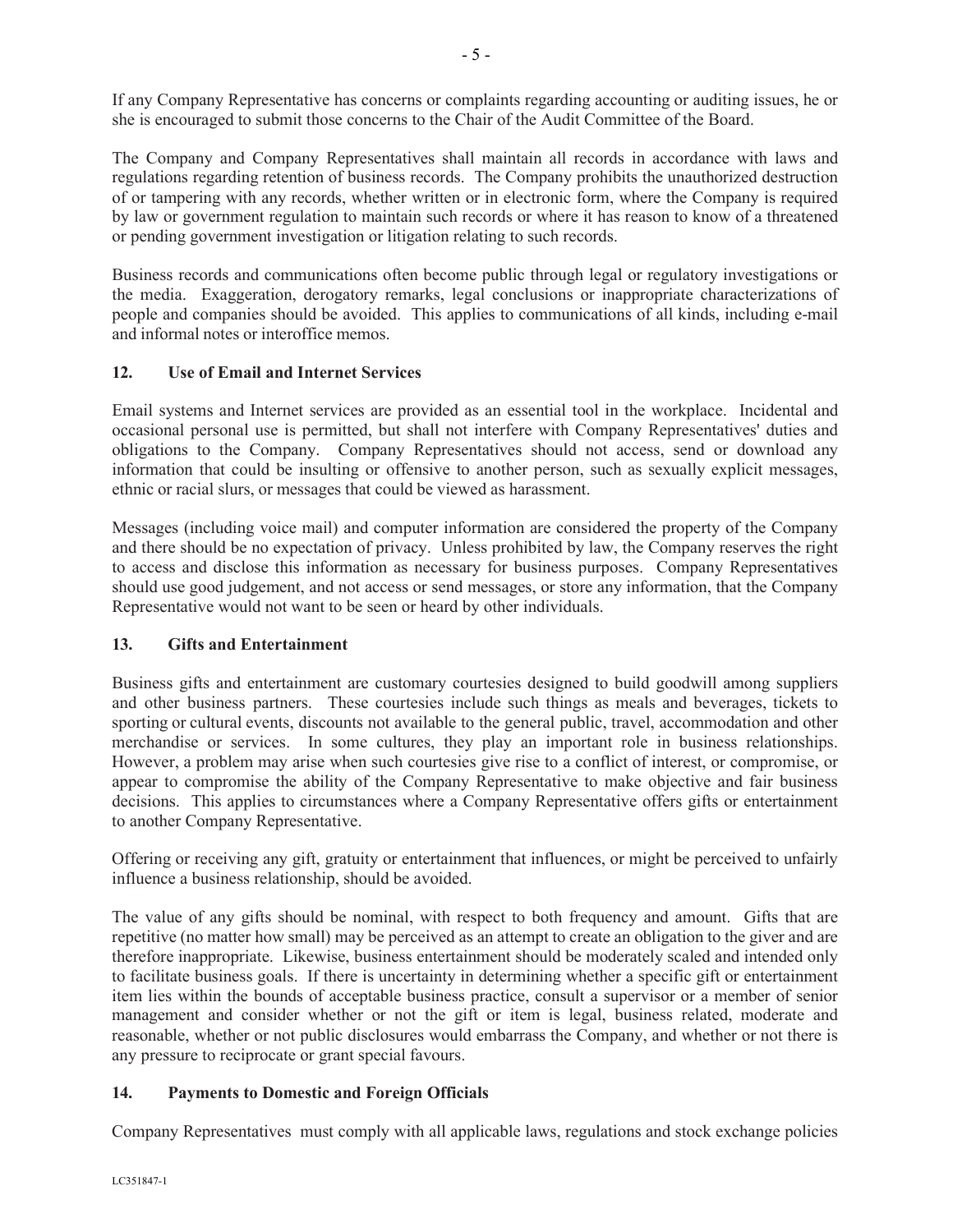If any Company Representative has concerns or complaints regarding accounting or auditing issues, he or she is encouraged to submit those concerns to the Chair of the Audit Committee of the Board.

The Company and Company Representatives shall maintain all records in accordance with laws and regulations regarding retention of business records. The Company prohibits the unauthorized destruction of or tampering with any records, whether written or in electronic form, where the Company is required by law or government regulation to maintain such records or where it has reason to know of a threatened or pending government investigation or litigation relating to such records.

Business records and communications often become public through legal or regulatory investigations or the media. Exaggeration, derogatory remarks, legal conclusions or inappropriate characterizations of people and companies should be avoided. This applies to communications of all kinds, including e-mail and informal notes or interoffice memos.

## 12. Use of Email and Internet Services

Email systems and Internet services are provided as an essential tool in the workplace. Incidental and occasional personal use is permitted, but shall not interfere with Company Representatives' duties and obligations to the Company. Company Representatives should not access, send or download any information that could be insulting or offensive to another person, such as sexually explicit messages, ethnic or racial slurs, or messages that could be viewed as harassment.

Messages (including voice mail) and computer information are considered the property of the Company and there should be no expectation of privacy. Unless prohibited by law, the Company reserves the right to access and disclose this information as necessary for business purposes. Company Representatives should use good judgement, and not access or send messages, or store any information, that the Company Representative would not want to be seen or heard by other individuals.

## 13. Gifts and Entertainment

Business gifts and entertainment are customary courtesies designed to build goodwill among suppliers and other business partners. These courtesies include such things as meals and beverages, tickets to sporting or cultural events, discounts not available to the general public, travel, accommodation and other merchandise or services. In some cultures, they play an important role in business relationships. However, a problem may arise when such courtesies give rise to a conflict of interest, or compromise, or appear to compromise the ability of the Company Representative to make objective and fair business decisions. This applies to circumstances where a Company Representative offers gifts or entertainment to another Company Representative.

Offering or receiving any gift, gratuity or entertainment that influences, or might be perceived to unfairly influence a business relationship, should be avoided.

The value of any gifts should be nominal, with respect to both frequency and amount. Gifts that are repetitive (no matter how small) may be perceived as an attempt to create an obligation to the giver and are therefore inappropriate. Likewise, business entertainment should be moderately scaled and intended only to facilitate business goals. If there is uncertainty in determining whether a specific gift or entertainment item lies within the bounds of acceptable business practice, consult a supervisor or a member of senior management and consider whether or not the gift or item is legal, business related, moderate and reasonable, whether or not public disclosures would embarrass the Company, and whether or not there is any pressure to reciprocate or grant special favours.

## 14. Payments to Domestic and Foreign Officials

Company Representatives must comply with all applicable laws, regulations and stock exchange policies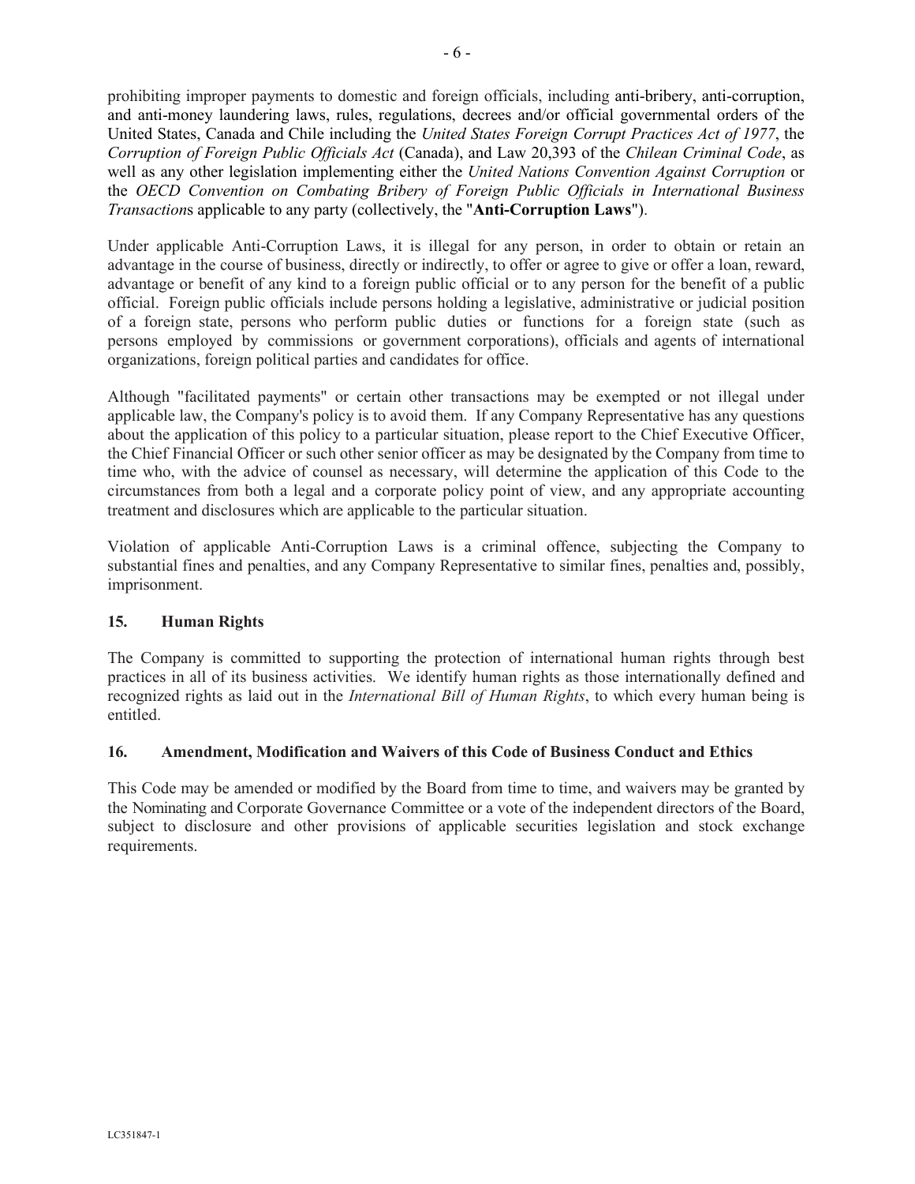prohibiting improper payments to domestic and foreign officials, including anti-bribery, anti-corruption, and anti-money laundering laws, rules, regulations, decrees and/or official governmental orders of the United States, Canada and Chile including the *United States Foreign Corrupt Practices Act of 1977*, the *Corruption of Foreign Public Officials Act* (Canada), and Law 20,393 of the *Chilean Criminal Code*, as well as any other legislation implementing either the *United Nations Convention Against Corruption* or the *OECD Convention on Combating Bribery of Foreign Public Officials in International Business Transaction*s applicable to any party (collectively, the "**Anti-Corruption Laws**").

Under applicable Anti-Corruption Laws, it is illegal for any person, in order to obtain or retain an advantage in the course of business, directly or indirectly, to offer or agree to give or offer a loan, reward, advantage or benefit of any kind to a foreign public official or to any person for the benefit of a public official. Foreign public officials include persons holding a legislative, administrative or judicial position of a foreign state, persons who perform public duties or functions for a foreign state (such as persons employed by commissions or government corporations), officials and agents of international organizations, foreign political parties and candidates for office.

Although "facilitated payments" or certain other transactions may be exempted or not illegal under applicable law, the Company's policy is to avoid them. If any Company Representative has any questions about the application of this policy to a particular situation, please report to the Chief Executive Officer, the Chief Financial Officer or such other senior officer as may be designated by the Company from time to time who, with the advice of counsel as necessary, will determine the application of this Code to the circumstances from both a legal and a corporate policy point of view, and any appropriate accounting treatment and disclosures which are applicable to the particular situation.

Violation of applicable Anti-Corruption Laws is a criminal offence, subjecting the Company to substantial fines and penalties, and any Company Representative to similar fines, penalties and, possibly, imprisonment.

## 15. Human Rights

The Company is committed to supporting the protection of international human rights through best practices in all of its business activities. We identify human rights as those internationally defined and recognized rights as laid out in the *International Bill of Human Rights*, to which every human being is entitled.

## 16. Amendment, Modification and Waivers of this Code of Business Conduct and Ethics

This Code may be amended or modified by the Board from time to time, and waivers may be granted by the Nominating and Corporate Governance Committee or a vote of the independent directors of the Board, subject to disclosure and other provisions of applicable securities legislation and stock exchange requirements.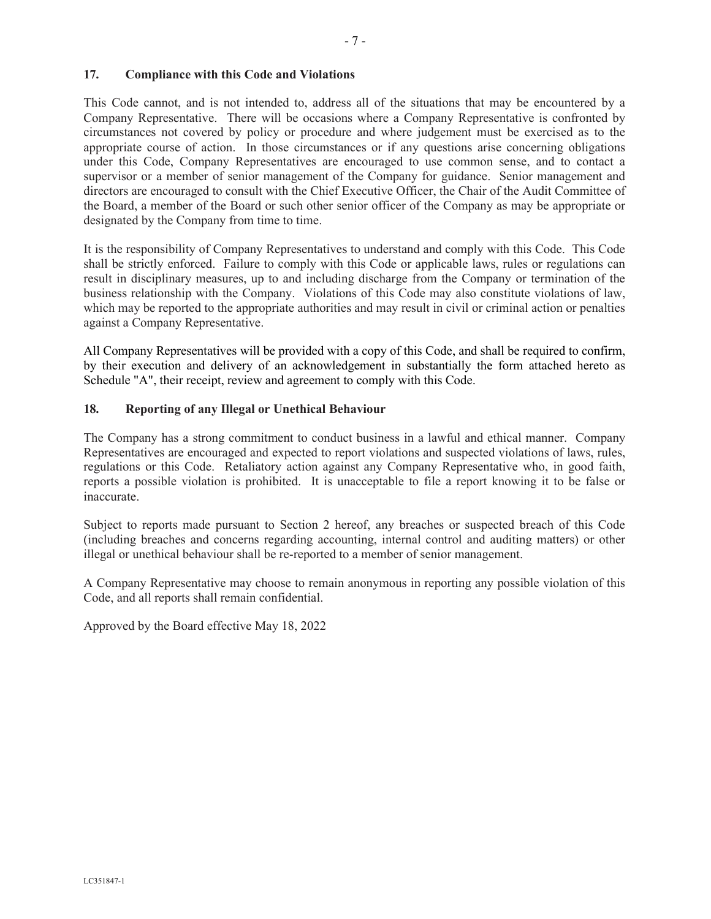## 17. Compliance with this Code and Violations

This Code cannot, and is not intended to, address all of the situations that may be encountered by a Company Representative. There will be occasions where a Company Representative is confronted by circumstances not covered by policy or procedure and where judgement must be exercised as to the appropriate course of action. In those circumstances or if any questions arise concerning obligations under this Code, Company Representatives are encouraged to use common sense, and to contact a supervisor or a member of senior management of the Company for guidance. Senior management and directors are encouraged to consult with the Chief Executive Officer, the Chair of the Audit Committee of the Board, a member of the Board or such other senior officer of the Company as may be appropriate or designated by the Company from time to time.

It is the responsibility of Company Representatives to understand and comply with this Code. This Code shall be strictly enforced. Failure to comply with this Code or applicable laws, rules or regulations can result in disciplinary measures, up to and including discharge from the Company or termination of the business relationship with the Company. Violations of this Code may also constitute violations of law, which may be reported to the appropriate authorities and may result in civil or criminal action or penalties against a Company Representative.

All Company Representatives will be provided with a copy of this Code, and shall be required to confirm, by their execution and delivery of an acknowledgement in substantially the form attached hereto as Schedule "A", their receipt, review and agreement to comply with this Code.

## 18. Reporting of any Illegal or Unethical Behaviour

The Company has a strong commitment to conduct business in a lawful and ethical manner. Company Representatives are encouraged and expected to report violations and suspected violations of laws, rules, regulations or this Code. Retaliatory action against any Company Representative who, in good faith, reports a possible violation is prohibited. It is unacceptable to file a report knowing it to be false or inaccurate.

Subject to reports made pursuant to Section 2 hereof, any breaches or suspected breach of this Code (including breaches and concerns regarding accounting, internal control and auditing matters) or other illegal or unethical behaviour shall be re-reported to a member of senior management.

A Company Representative may choose to remain anonymous in reporting any possible violation of this Code, and all reports shall remain confidential.

Approved by the Board effective May 18, 2022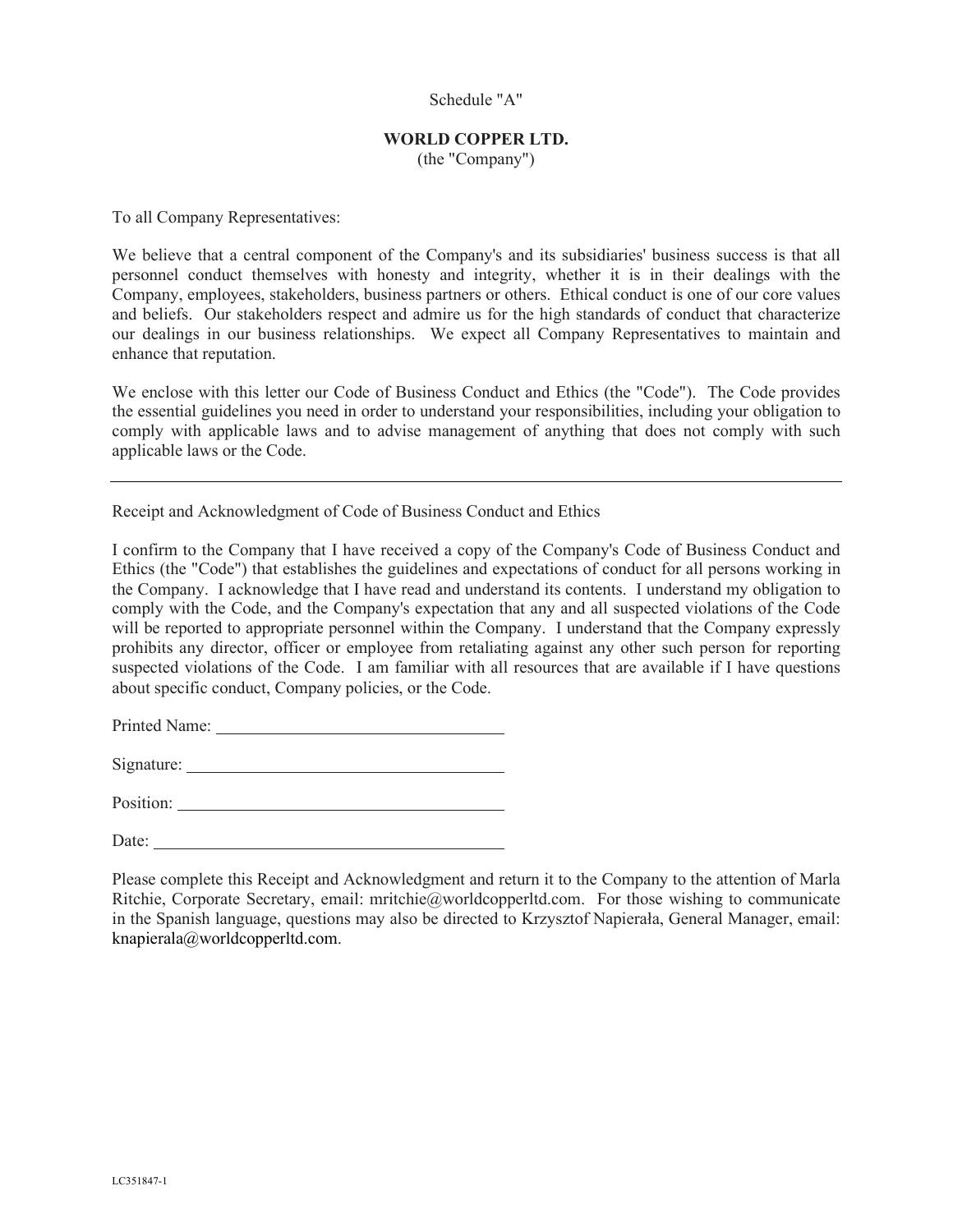Schedule "A"

**WORLD COPPER LTD.**
(the "Company")

To all Company Representatives:

We believe that a central component of the Company's and its subsidiaries' business success is that all personnel conduct themselves with honesty and integrity, whether it is in their dealings with the Company, employees, stakeholders, business partners or others. Ethical conduct is one of our core values and beliefs. Our stakeholders respect and admire us for the high standards of conduct that characterize our dealings in our business relationships. We expect all Company Representatives to maintain and enhance that reputation.

We enclose with this letter our Code of Business Conduct and Ethics (the "Code"). The Code provides the essential guidelines you need in order to understand your responsibilities, including your obligation to comply with applicable laws and to advise management of anything that does not comply with such applicable laws or the Code.

---

Receipt and Acknowledgment of Code of Business Conduct and Ethics

I confirm to the Company that I have received a copy of the Company's Code of Business Conduct and Ethics (the "Code") that establishes the guidelines and expectations of conduct for all persons working in the Company. I acknowledge that I have read and understand its contents. I understand my obligation to comply with the Code, and the Company's expectation that any and all suspected violations of the Code will be reported to appropriate personnel within the Company. I understand that the Company expressly prohibits any director, officer or employee from retaliating against any other such person for reporting suspected violations of the Code. I am familiar with all resources that are available if I have questions about specific conduct, Company policies, or the Code.

Printed Name: ______________________________

Signature: ______________________________

Position: ______________________________

Date: ______________________________

Please complete this Receipt and Acknowledgment and return it to the Company to the attention of Marla Ritchie, Corporate Secretary, email: mritchie@worldcopperltd.com. For those wishing to communicate in the Spanish language, questions may also be directed to Krzysztof Napierała, General Manager, email: knapierala@worldcopperltd.com.

LC351847-1